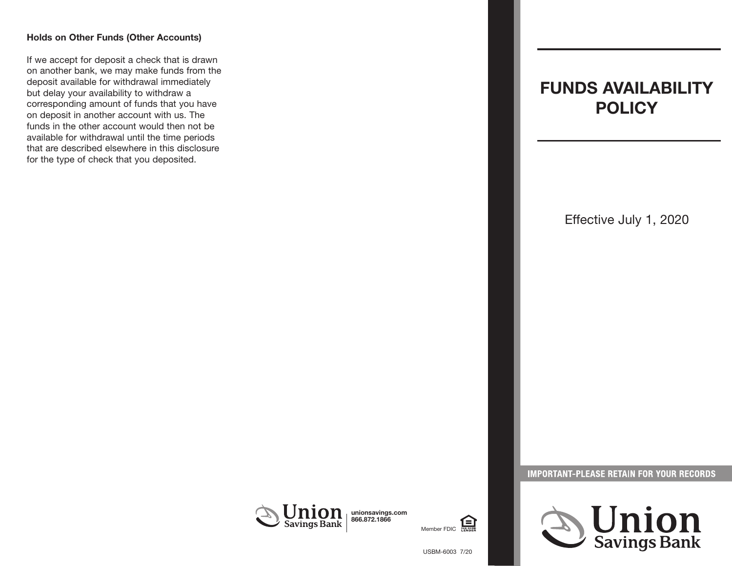**Holds on Other Funds (Other Accounts)**

If we accept for deposit a check that is drawn on another bank, we may make funds from the deposit available for withdrawal immediately but delay your availability to withdraw a corresponding amount of funds that you have on deposit in another account with us. The funds in the other account would then not be available for withdrawal until the time periods that are described elsewhere in this disclosure for the type of check that you deposited.

Union Savings Bank

unionsavings.com
866.872.1866

Member FDIC

USBM-6003 7/20

# FUNDS AVAILABILITY POLICY

Effective July 1, 2020

**IMPORTANT-PLEASE RETAIN FOR YOUR RECORDS**

Union Savings Bank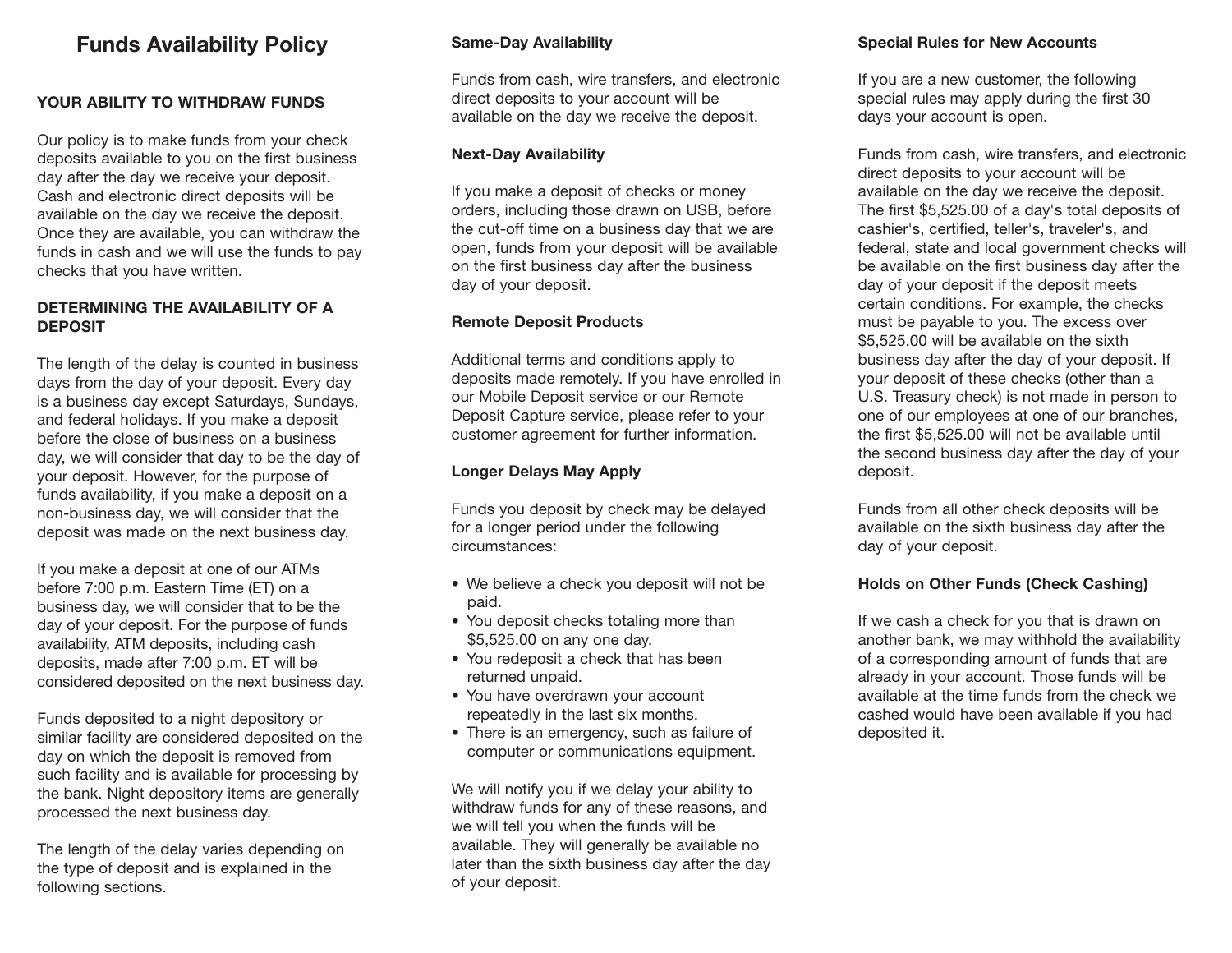# Funds Availability Policy

## YOUR ABILITY TO WITHDRAW FUNDS

Our policy is to make funds from your check deposits available to you on the first business day after the day we receive your deposit. Cash and electronic direct deposits will be available on the day we receive the deposit. Once they are available, you can withdraw the funds in cash and we will use the funds to pay checks that you have written.

## DETERMINING THE AVAILABILITY OF A DEPOSIT

The length of the delay is counted in business days from the day of your deposit. Every day is a business day except Saturdays, Sundays, and federal holidays. If you make a deposit before the close of business on a business day, we will consider that day to be the day of your deposit. However, for the purpose of funds availability, if you make a deposit on a non-business day, we will consider that the deposit was made on the next business day.

If you make a deposit at one of our ATMs before 7:00 p.m. Eastern Time (ET) on a business day, we will consider that to be the day of your deposit. For the purpose of funds availability, ATM deposits, including cash deposits, made after 7:00 p.m. ET will be considered deposited on the next business day.

Funds deposited to a night depository or similar facility are considered deposited on the day on which the deposit is removed from such facility and is available for processing by the bank. Night depository items are generally processed the next business day.

The length of the delay varies depending on the type of deposit and is explained in the following sections.

### Same-Day Availability

Funds from cash, wire transfers, and electronic direct deposits to your account will be available on the day we receive the deposit.

### Next-Day Availability

If you make a deposit of checks or money orders, including those drawn on USB, before the cut-off time on a business day that we are open, funds from your deposit will be available on the first business day after the business day of your deposit.

### Remote Deposit Products

Additional terms and conditions apply to deposits made remotely. If you have enrolled in our Mobile Deposit service or our Remote Deposit Capture service, please refer to your customer agreement for further information.

### Longer Delays May Apply

Funds you deposit by check may be delayed for a longer period under the following circumstances:

- We believe a check you deposit will not be paid.
- You deposit checks totaling more than $5,525.00 on any one day.
- You redeposit a check that has been returned unpaid.
- You have overdrawn your account repeatedly in the last six months.
- There is an emergency, such as failure of computer or communications equipment.

We will notify you if we delay your ability to withdraw funds for any of these reasons, and we will tell you when the funds will be available. They will generally be available no later than the sixth business day after the day of your deposit.

### Special Rules for New Accounts

If you are a new customer, the following special rules may apply during the first 30 days your account is open.

Funds from cash, wire transfers, and electronic direct deposits to your account will be available on the day we receive the deposit. The first $5,525.00 of a day's total deposits of cashier's, certified, teller's, traveler's, and federal, state and local government checks will be available on the first business day after the day of your deposit if the deposit meets certain conditions. For example, the checks must be payable to you. The excess over $5,525.00 will be available on the sixth business day after the day of your deposit. If your deposit of these checks (other than a U.S. Treasury check) is not made in person to one of our employees at one of our branches, the first $5,525.00 will not be available until the second business day after the day of your deposit.

Funds from all other check deposits will be available on the sixth business day after the day of your deposit.

### Holds on Other Funds (Check Cashing)

If we cash a check for you that is drawn on another bank, we may withhold the availability of a corresponding amount of funds that are already in your account. Those funds will be available at the time funds from the check we cashed would have been available if you had deposited it.